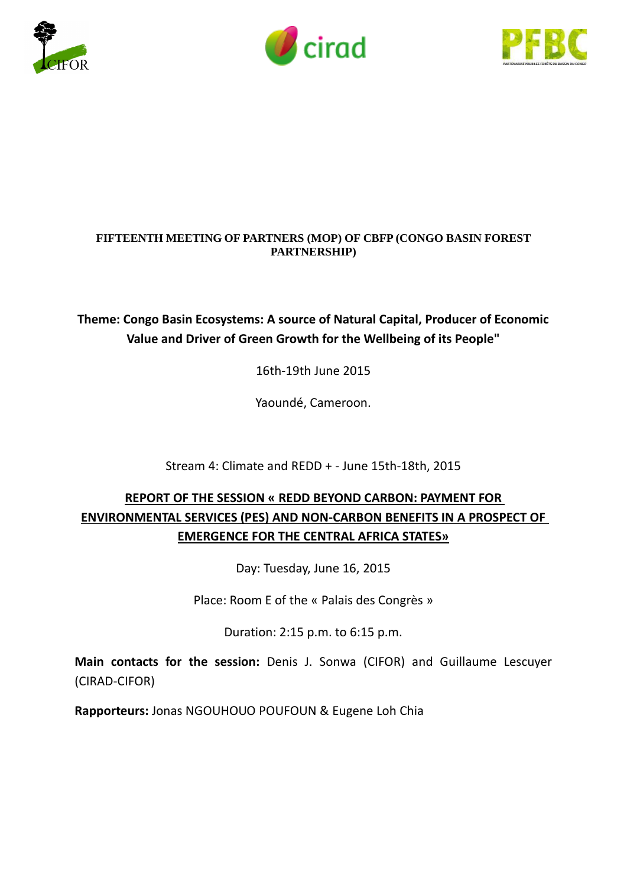**FIFTEENTH MEETING OF PARTNERS (MOP) OF CBFP (CONGO BASIN FOREST PARTNERSHIP)**

**Theme: Congo Basin Ecosystems: A source of Natural Capital, Producer of Economic Value and Driver of Green Growth for the Wellbeing of its People"**

16th-19th June 2015

Yaoundé, Cameroon.

Stream 4: Climate and REDD + - June 15th-18th, 2015

**REPORT OF THE SESSION « REDD BEYOND CARBON: PAYMENT FOR ENVIRONMENTAL SERVICES (PES) AND NON-CARBON BENEFITS IN A PROSPECT OF EMERGENCE FOR THE CENTRAL AFRICA STATES»**

Day: Tuesday, June 16, 2015

Place: Room E of the « Palais des Congrès »

Duration: 2:15 p.m. to 6:15 p.m.

**Main contacts for the session:** Denis J. Sonwa (CIFOR) and Guillaume Lescuyer (CIRAD-CIFOR)

**Rapporteurs:** Jonas NGOUHOUO POUFOUN & Eugene Loh Chia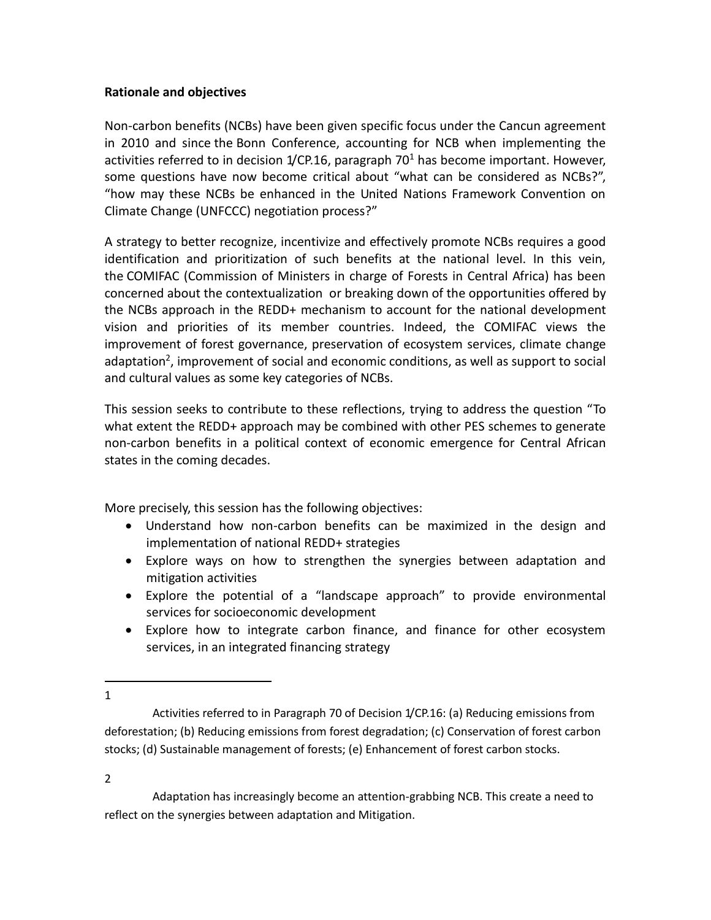**Rationale and objectives**

Non-carbon benefits (NCBs) have been given specific focus under the Cancun agreement in 2010 and since the Bonn Conference, accounting for NCB when implementing the activities referred to in decision 1/CP.16, paragraph 70[1] has become important. However, some questions have now become critical about "what can be considered as NCBs?", "how may these NCBs be enhanced in the United Nations Framework Convention on Climate Change (UNFCCC) negotiation process?"

A strategy to better recognize, incentivize and effectively promote NCBs requires a good identification and prioritization of such benefits at the national level. In this vein, the COMIFAC (Commission of Ministers in charge of Forests in Central Africa) has been concerned about the contextualization or breaking down of the opportunities offered by the NCBs approach in the REDD+ mechanism to account for the national development vision and priorities of its member countries. Indeed, the COMIFAC views the improvement of forest governance, preservation of ecosystem services, climate change adaptation[2], improvement of social and economic conditions, as well as support to social and cultural values as some key categories of NCBs.

This session seeks to contribute to these reflections, trying to address the question "To what extent the REDD+ approach may be combined with other PES schemes to generate non-carbon benefits in a political context of economic emergence for Central African states in the coming decades.

More precisely, this session has the following objectives:

- Understand how non-carbon benefits can be maximized in the design and implementation of national REDD+ strategies
- Explore ways on how to strengthen the synergies between adaptation and mitigation activities
- Explore the potential of a "landscape approach" to provide environmental services for socioeconomic development
- Explore how to integrate carbon finance, and finance for other ecosystem services, in an integrated financing strategy

---

[1] Activities referred to in Paragraph 70 of Decision 1/CP.16: (a) Reducing emissions from deforestation; (b) Reducing emissions from forest degradation; (c) Conservation of forest carbon stocks; (d) Sustainable management of forests; (e) Enhancement of forest carbon stocks.

[2] Adaptation has increasingly become an attention-grabbing NCB. This create a need to reflect on the synergies between adaptation and Mitigation.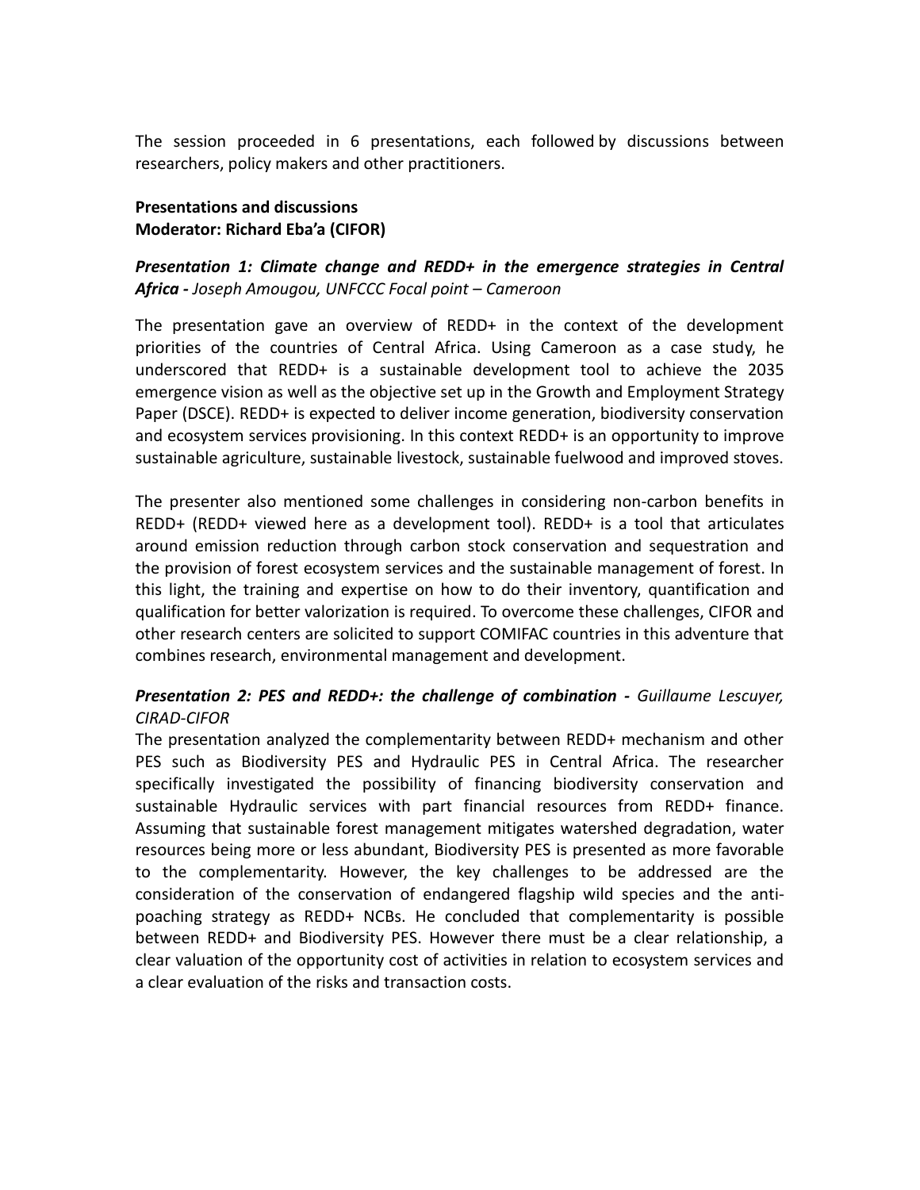The session proceeded in 6 presentations, each followed by discussions between researchers, policy makers and other practitioners.

**Presentations and discussions**
**Moderator: Richard Eba'a (CIFOR)**

***Presentation 1: Climate change and REDD+ in the emergence strategies in Central Africa -*** *Joseph Amougou, UNFCCC Focal point – Cameroon*

The presentation gave an overview of REDD+ in the context of the development priorities of the countries of Central Africa. Using Cameroon as a case study, he underscored that REDD+ is a sustainable development tool to achieve the 2035 emergence vision as well as the objective set up in the Growth and Employment Strategy Paper (DSCE). REDD+ is expected to deliver income generation, biodiversity conservation and ecosystem services provisioning. In this context REDD+ is an opportunity to improve sustainable agriculture, sustainable livestock, sustainable fuelwood and improved stoves.

The presenter also mentioned some challenges in considering non-carbon benefits in REDD+ (REDD+ viewed here as a development tool). REDD+ is a tool that articulates around emission reduction through carbon stock conservation and sequestration and the provision of forest ecosystem services and the sustainable management of forest. In this light, the training and expertise on how to do their inventory, quantification and qualification for better valorization is required. To overcome these challenges, CIFOR and other research centers are solicited to support COMIFAC countries in this adventure that combines research, environmental management and development.

***Presentation 2: PES and REDD+: the challenge of combination -*** *Guillaume Lescuyer, CIRAD-CIFOR*

The presentation analyzed the complementarity between REDD+ mechanism and other PES such as Biodiversity PES and Hydraulic PES in Central Africa. The researcher specifically investigated the possibility of financing biodiversity conservation and sustainable Hydraulic services with part financial resources from REDD+ finance. Assuming that sustainable forest management mitigates watershed degradation, water resources being more or less abundant, Biodiversity PES is presented as more favorable to the complementarity. However, the key challenges to be addressed are the consideration of the conservation of endangered flagship wild species and the anti-poaching strategy as REDD+ NCBs. He concluded that complementarity is possible between REDD+ and Biodiversity PES. However there must be a clear relationship, a clear valuation of the opportunity cost of activities in relation to ecosystem services and a clear evaluation of the risks and transaction costs.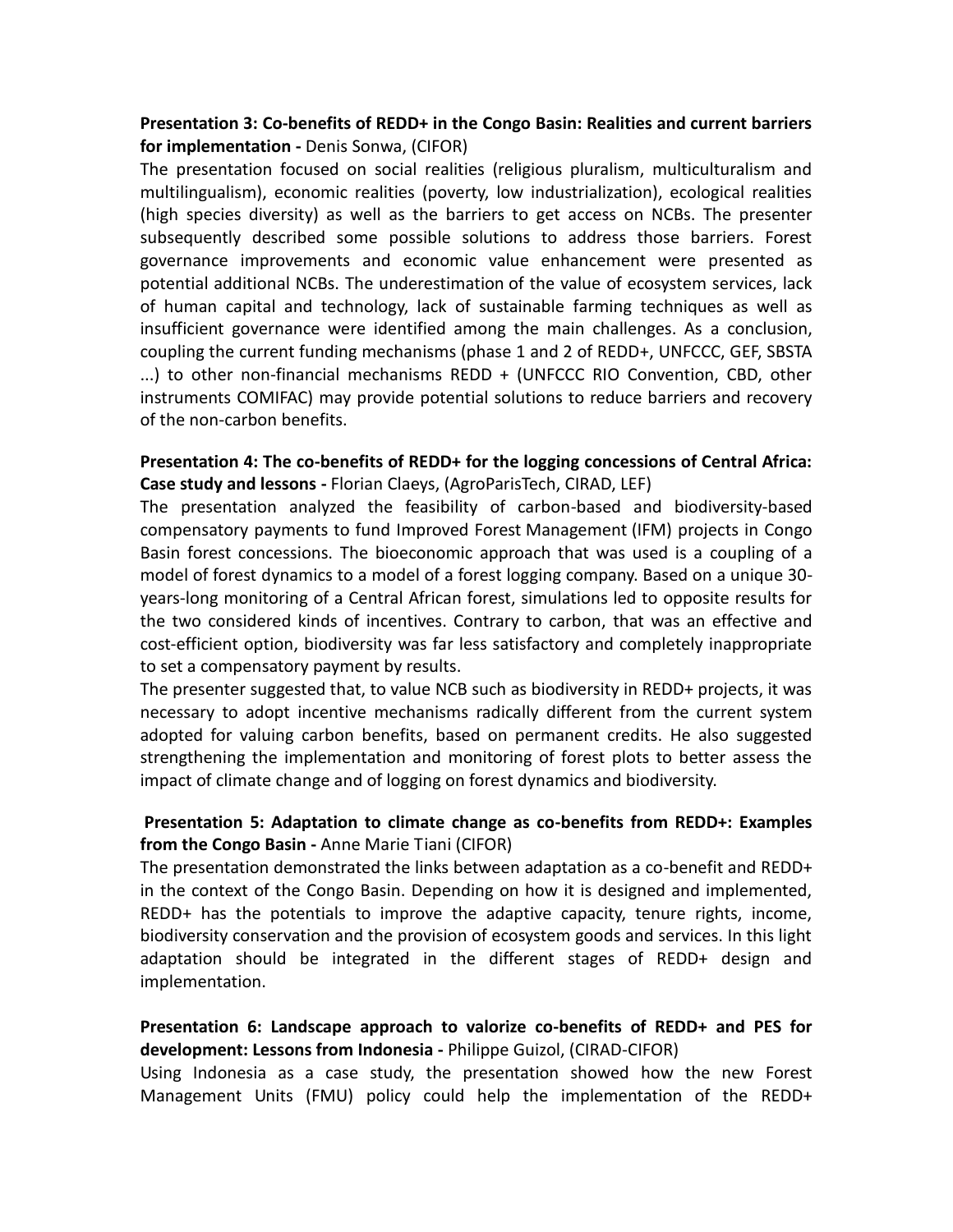**Presentation 3: Co-benefits of REDD+ in the Congo Basin: Realities and current barriers for implementation -** Denis Sonwa, (CIFOR)

The presentation focused on social realities (religious pluralism, multiculturalism and multilingualism), economic realities (poverty, low industrialization), ecological realities (high species diversity) as well as the barriers to get access on NCBs. The presenter subsequently described some possible solutions to address those barriers. Forest governance improvements and economic value enhancement were presented as potential additional NCBs. The underestimation of the value of ecosystem services, lack of human capital and technology, lack of sustainable farming techniques as well as insufficient governance were identified among the main challenges. As a conclusion, coupling the current funding mechanisms (phase 1 and 2 of REDD+, UNFCCC, GEF, SBSTA ...) to other non-financial mechanisms REDD + (UNFCCC RIO Convention, CBD, other instruments COMIFAC) may provide potential solutions to reduce barriers and recovery of the non-carbon benefits.

**Presentation 4: The co-benefits of REDD+ for the logging concessions of Central Africa: Case study and lessons -** Florian Claeys, (AgroParisTech, CIRAD, LEF)

The presentation analyzed the feasibility of carbon-based and biodiversity-based compensatory payments to fund Improved Forest Management (IFM) projects in Congo Basin forest concessions. The bioeconomic approach that was used is a coupling of a model of forest dynamics to a model of a forest logging company. Based on a unique 30-years-long monitoring of a Central African forest, simulations led to opposite results for the two considered kinds of incentives. Contrary to carbon, that was an effective and cost-efficient option, biodiversity was far less satisfactory and completely inappropriate to set a compensatory payment by results.

The presenter suggested that, to value NCB such as biodiversity in REDD+ projects, it was necessary to adopt incentive mechanisms radically different from the current system adopted for valuing carbon benefits, based on permanent credits. He also suggested strengthening the implementation and monitoring of forest plots to better assess the impact of climate change and of logging on forest dynamics and biodiversity.

**Presentation 5: Adaptation to climate change as co-benefits from REDD+: Examples from the Congo Basin -** Anne Marie Tiani (CIFOR)

The presentation demonstrated the links between adaptation as a co-benefit and REDD+ in the context of the Congo Basin. Depending on how it is designed and implemented, REDD+ has the potentials to improve the adaptive capacity, tenure rights, income, biodiversity conservation and the provision of ecosystem goods and services. In this light adaptation should be integrated in the different stages of REDD+ design and implementation.

**Presentation 6: Landscape approach to valorize co-benefits of REDD+ and PES for development: Lessons from Indonesia -** Philippe Guizol, (CIRAD-CIFOR)

Using Indonesia as a case study, the presentation showed how the new Forest Management Units (FMU) policy could help the implementation of the REDD+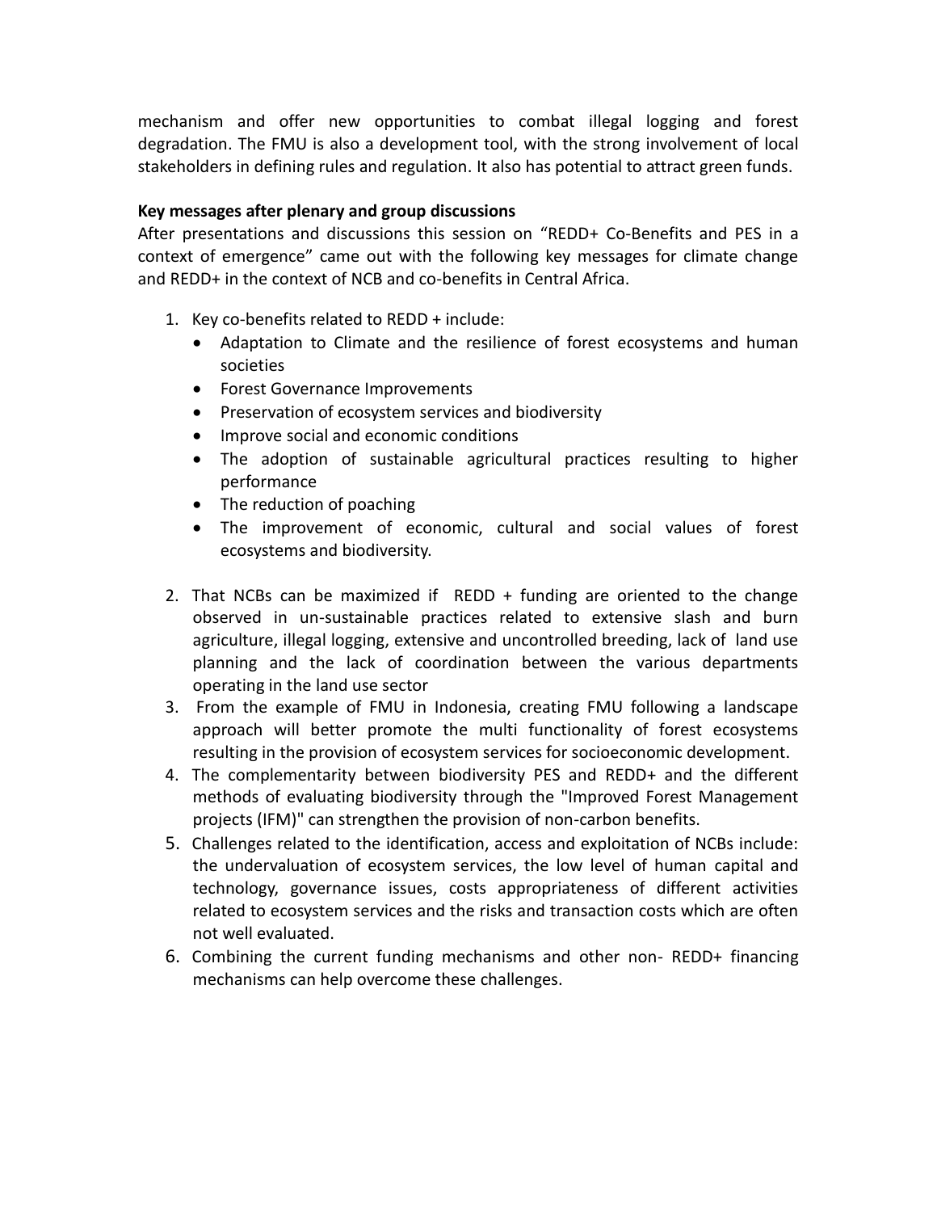mechanism and offer new opportunities to combat illegal logging and forest degradation. The FMU is also a development tool, with the strong involvement of local stakeholders in defining rules and regulation. It also has potential to attract green funds.

**Key messages after plenary and group discussions**

After presentations and discussions this session on "REDD+ Co-Benefits and PES in a context of emergence" came out with the following key messages for climate change and REDD+ in the context of NCB and co-benefits in Central Africa.

1. Key co-benefits related to REDD + include:
   - Adaptation to Climate and the resilience of forest ecosystems and human societies
   - Forest Governance Improvements
   - Preservation of ecosystem services and biodiversity
   - Improve social and economic conditions
   - The adoption of sustainable agricultural practices resulting to higher performance
   - The reduction of poaching
   - The improvement of economic, cultural and social values of forest ecosystems and biodiversity.

2. That NCBs can be maximized if REDD + funding are oriented to the change observed in un-sustainable practices related to extensive slash and burn agriculture, illegal logging, extensive and uncontrolled breeding, lack of land use planning and the lack of coordination between the various departments operating in the land use sector
3. From the example of FMU in Indonesia, creating FMU following a landscape approach will better promote the multi functionality of forest ecosystems resulting in the provision of ecosystem services for socioeconomic development.
4. The complementarity between biodiversity PES and REDD+ and the different methods of evaluating biodiversity through the "Improved Forest Management projects (IFM)" can strengthen the provision of non-carbon benefits.
5. Challenges related to the identification, access and exploitation of NCBs include: the undervaluation of ecosystem services, the low level of human capital and technology, governance issues, costs appropriateness of different activities related to ecosystem services and the risks and transaction costs which are often not well evaluated.
6. Combining the current funding mechanisms and other non- REDD+ financing mechanisms can help overcome these challenges.